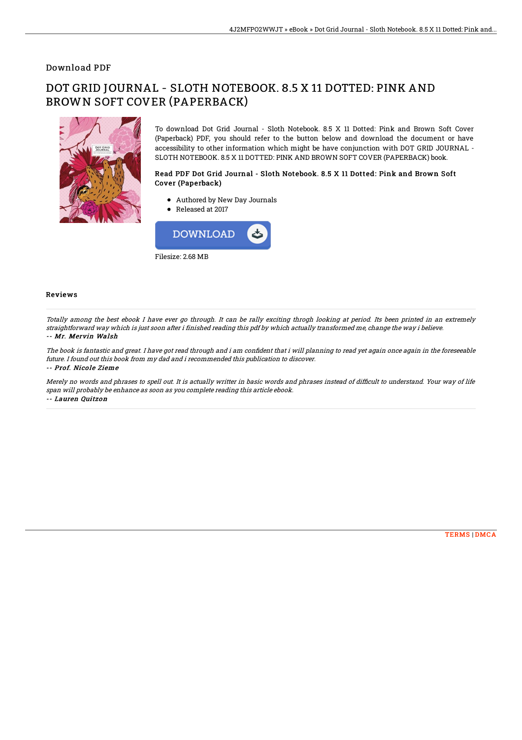Download PDF

# DOT GRID JOURNAL - SLOTH NOTEBOOK. 8.5 X 11 DOTTED: PINK AND BROWN SOFT COVER (PAPERBACK)

To download Dot Grid Journal - Sloth Notebook. 8.5 X 11 Dotted: Pink and Brown Soft Cover (Paperback) PDF, you should refer to the button below and download the document or have accessibility to other information which might be have conjunction with DOT GRID JOURNAL - SLOTH NOTEBOOK. 8.5 X 11 DOTTED: PINK AND BROWN SOFT COVER (PAPERBACK) book.

### Read PDF Dot Grid Journal - Sloth Notebook. 8.5 X 11 Dotted: Pink and Brown Soft Cover (Paperback)

- Authored by New Day Journals
- Released at 2017

DOWNLOAD

Filesize: 2.68 MB

## Reviews

*Totally among the best ebook I have ever go through. It can be rally exciting throgh looking at period. Its been printed in an extremely straightforward way which is just soon after i finished reading this pdf by which actually transformed me, change the way i believe.*

-- ***Mr. Mervin Walsh***

*The book is fantastic and great. I have got read through and i am confident that i will planning to read yet again once again in the foreseeable future. I found out this book from my dad and i recommended this publication to discover.*

-- ***Prof. Nicole Zieme***

*Merely no words and phrases to spell out. It is actually writter in basic words and phrases instead of difficult to understand. Your way of life span will probably be enhance as soon as you complete reading this article ebook.*

-- ***Lauren Quitzon***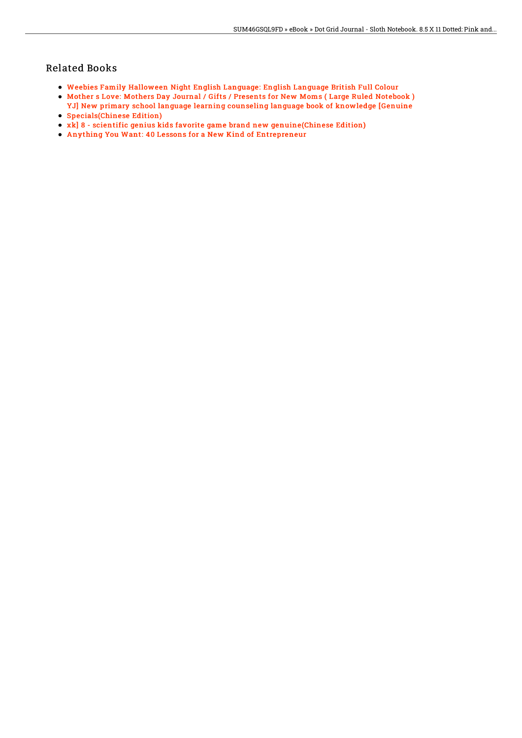## Related Books

- Weebies Family Halloween Night English Language: English Language British Full Colour
- Mother s Love: Mothers Day Journal / Gifts / Presents for New Moms ( Large Ruled Notebook )
- YJ] New primary school language learning counseling language book of knowledge [Genuine Specials(Chinese Edition)
- xk] 8 - scientific genius kids favorite game brand new genuine(Chinese Edition)
- Anything You Want: 40 Lessons for a New Kind of Entrepreneur